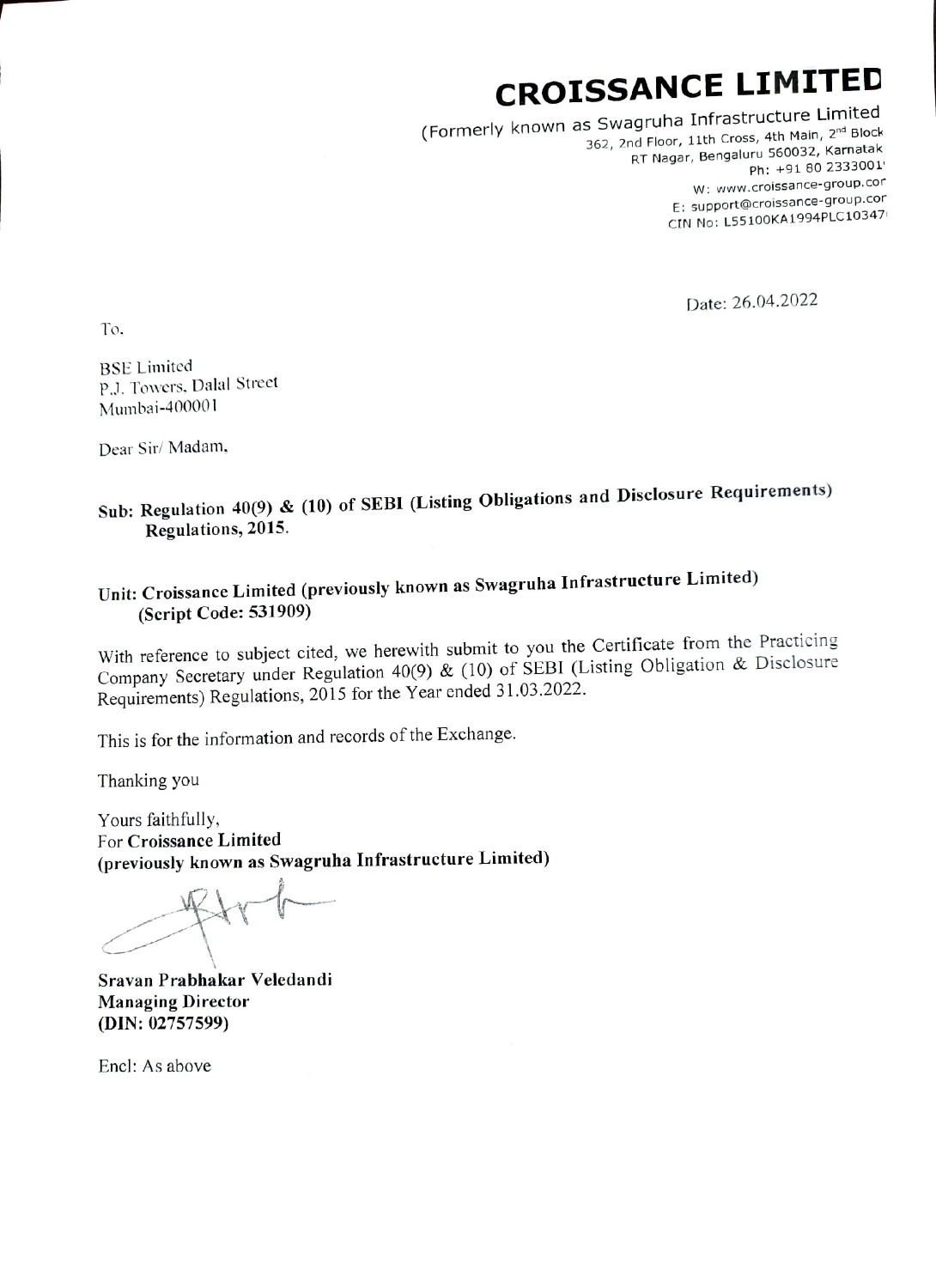# CROISSANCE LIMITED

(Formerly known as Swagruha Infrastructure Limited
362, 2nd Floor, 11th Cross, 4th Main, 2nd Block
RT Nagar, Bengaluru 560032, Karnatak
Ph: +91 80 2333001
W: www.croissance-group.cor
E: support@croissance-group.cor
CIN No: L55100KA1994PLC10347

Date: 26.04.2022

To,

BSE Limited
P.J. Towers, Dalal Street
Mumbai-400001

Dear Sir/ Madam,

**Sub: Regulation 40(9) & (10) of SEBI (Listing Obligations and Disclosure Requirements) Regulations, 2015.**

**Unit: Croissance Limited (previously known as Swagruha Infrastructure Limited) (Script Code: 531909)**

With reference to subject cited, we herewith submit to you the Certificate from the Practicing Company Secretary under Regulation 40(9) & (10) of SEBI (Listing Obligation & Disclosure Requirements) Regulations, 2015 for the Year ended 31.03.2022.

This is for the information and records of the Exchange.

Thanking you

Yours faithfully,
For **Croissance Limited**
**(previously known as Swagruha Infrastructure Limited)**

**Sravan Prabhakar Veledandi**
**Managing Director**
**(DIN: 02757599)**

Encl: As above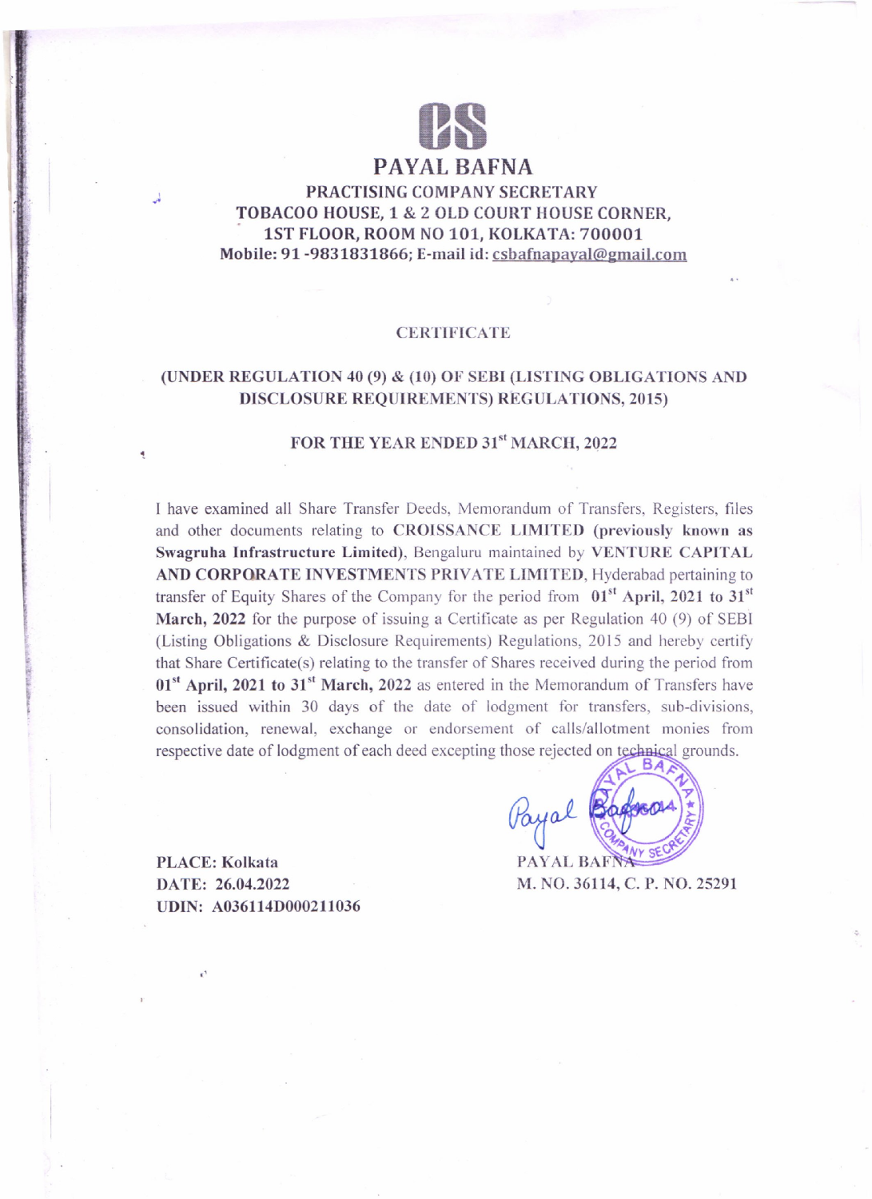# PAYAL BAFNA

**PRACTISING COMPANY SECRETARY**
**TOBACOO HOUSE, 1 & 2 OLD COURT HOUSE CORNER,**
**1ST FLOOR, ROOM NO 101, KOLKATA: 700001**
**Mobile: 91 -9831831866; E-mail id: csbafnapayal@gmail.com**

## CERTIFICATE

### (UNDER REGULATION 40 (9) & (10) OF SEBI (LISTING OBLIGATIONS AND DISCLOSURE REQUIREMENTS) REGULATIONS, 2015)

### FOR THE YEAR ENDED 31st MARCH, 2022

I have examined all Share Transfer Deeds, Memorandum of Transfers, Registers, files and other documents relating to **CROISSANCE LIMITED (previously known as Swagruha Infrastructure Limited)**, Bengaluru maintained by **VENTURE CAPITAL AND CORPORATE INVESTMENTS PRIVATE LIMITED**, Hyderabad pertaining to transfer of Equity Shares of the Company for the period from **01st April, 2021 to 31st March, 2022** for the purpose of issuing a Certificate as per Regulation 40 (9) of SEBI (Listing Obligations & Disclosure Requirements) Regulations, 2015 and hereby certify that Share Certificate(s) relating to the transfer of Shares received during the period from **01st April, 2021 to 31st March, 2022** as entered in the Memorandum of Transfers have been issued within 30 days of the date of lodgment for transfers, sub-divisions, consolidation, renewal, exchange or endorsement of calls/allotment monies from respective date of lodgment of each deed excepting those rejected on technical grounds.

**PLACE:** Kolkata
**DATE:** 26.04.2022
**UDIN:** A036114D000211036

PAYAL BAFNA
M. NO. 36114, C. P. NO. 25291